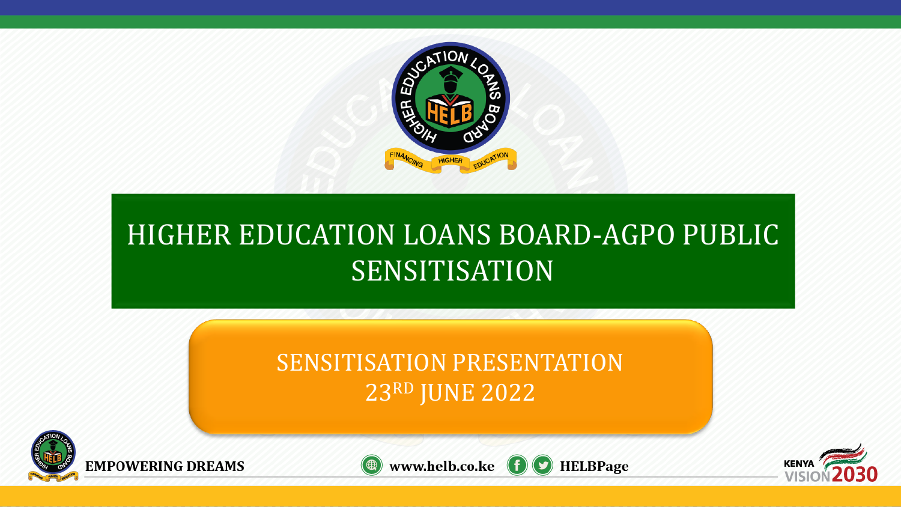# HIGHER EDUCATION LOANS BOARD-AGPO PUBLIC SENSITISATION

## SENSITISATION PRESENTATION
## 23RD JUNE 2022

**EMPOWERING DREAMS** **www.helb.co.ke** **HELBPage**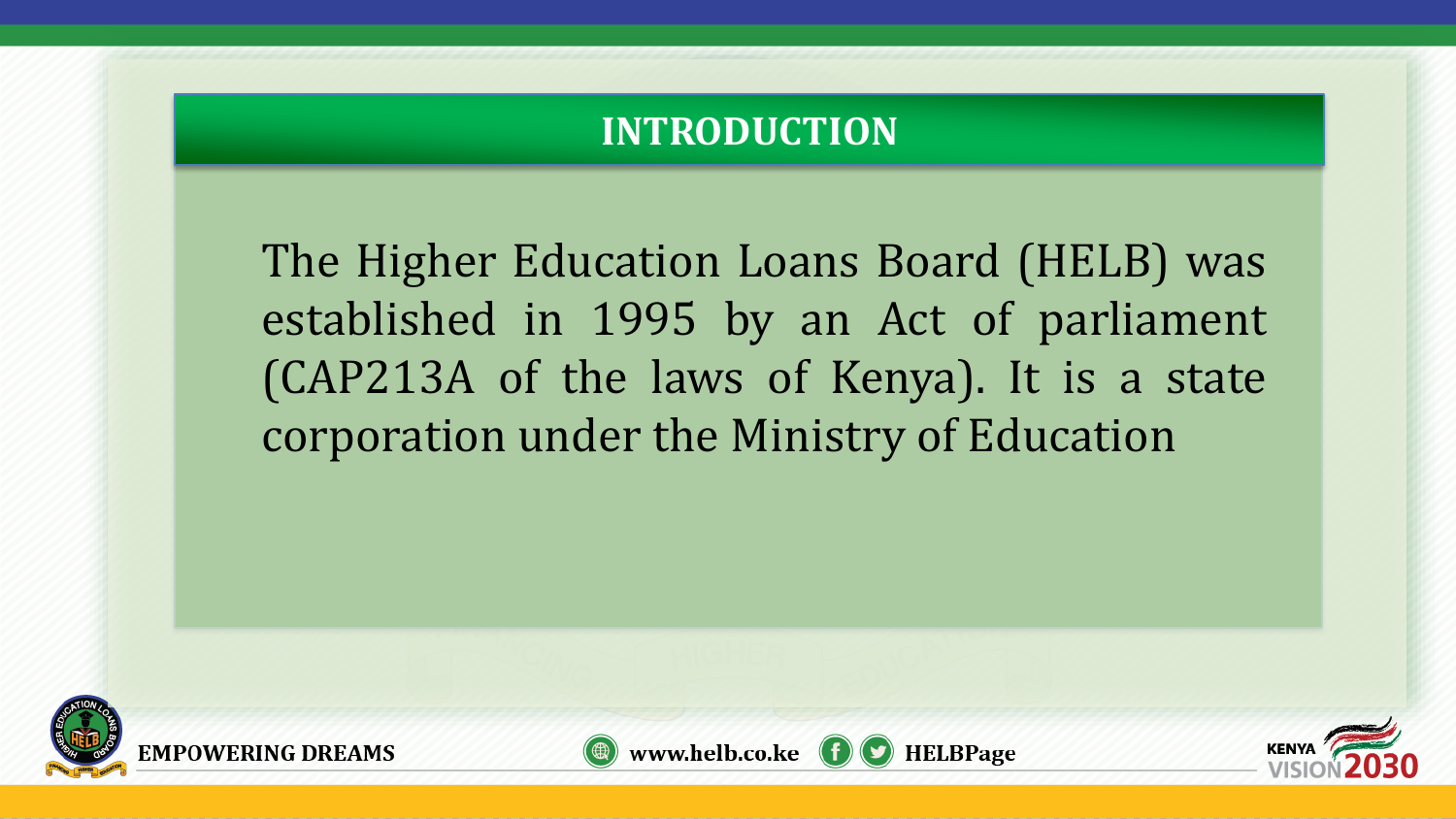# INTRODUCTION

The Higher Education Loans Board (HELB) was established in 1995 by an Act of parliament (CAP213A of the laws of Kenya). It is a state corporation under the Ministry of Education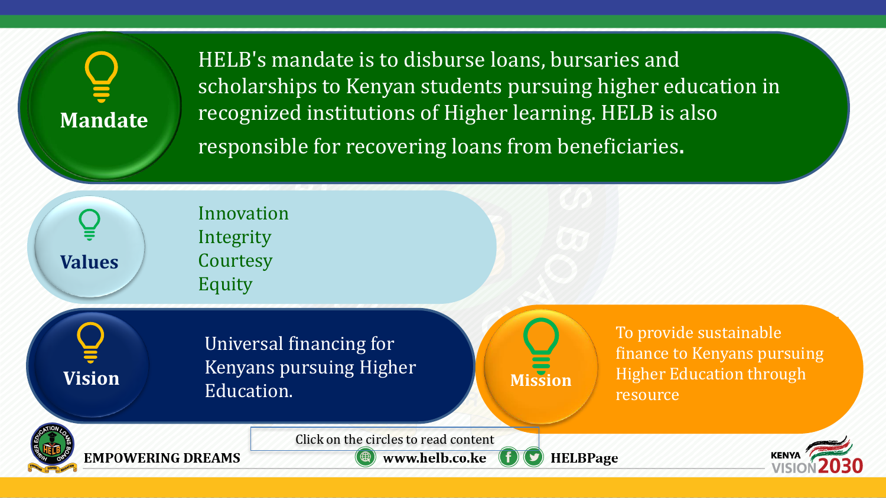## Mandate

HELB's mandate is to disburse loans, bursaries and scholarships to Kenyan students pursuing higher education in recognized institutions of Higher learning. HELB is also responsible for recovering loans from beneficiaries.

## Values

- Innovation
- Integrity
- Courtesy
- Equity

## Vision

Universal financing for Kenyans pursuing Higher Education.

## Mission

To provide sustainable finance to Kenyans pursuing Higher Education through resource

Click on the circles to read content

EMPOWERING DREAMS www.helb.co.ke HELBPage

KENYA VISION 2030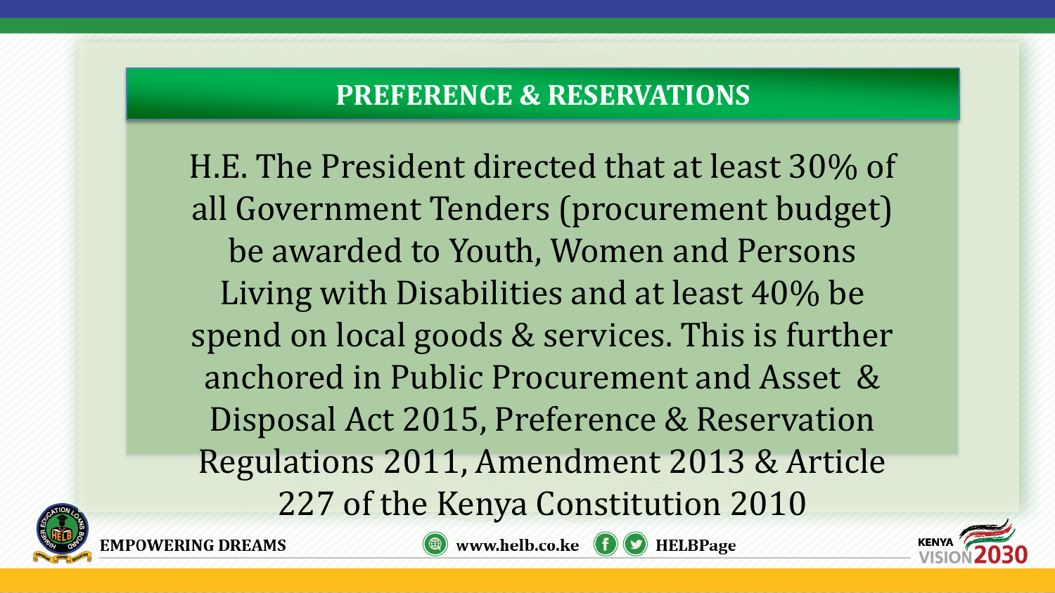## PREFERENCE & RESERVATIONS

H.E. The President directed that at least 30% of all Government Tenders (procurement budget) be awarded to Youth, Women and Persons Living with Disabilities and at least 40% be spend on local goods & services. This is further anchored in Public Procurement and Asset & Disposal Act 2015, Preference & Reservation Regulations 2011, Amendment 2013 & Article 227 of the Kenya Constitution 2010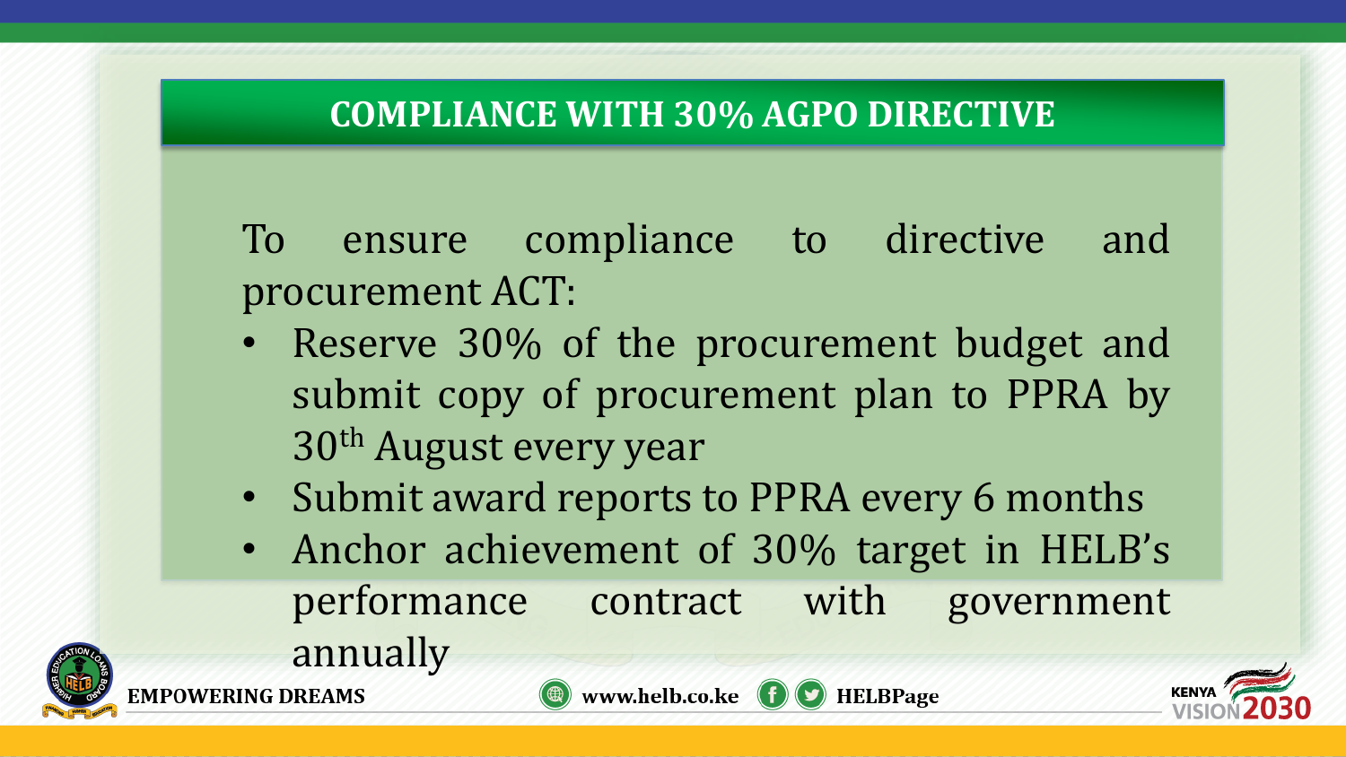## COMPLIANCE WITH 30% AGPO DIRECTIVE

To ensure compliance to directive and procurement ACT:

- Reserve 30% of the procurement budget and submit copy of procurement plan to PPRA by 30th August every year
- Submit award reports to PPRA every 6 months
- Anchor achievement of 30% target in HELB's performance contract with government annually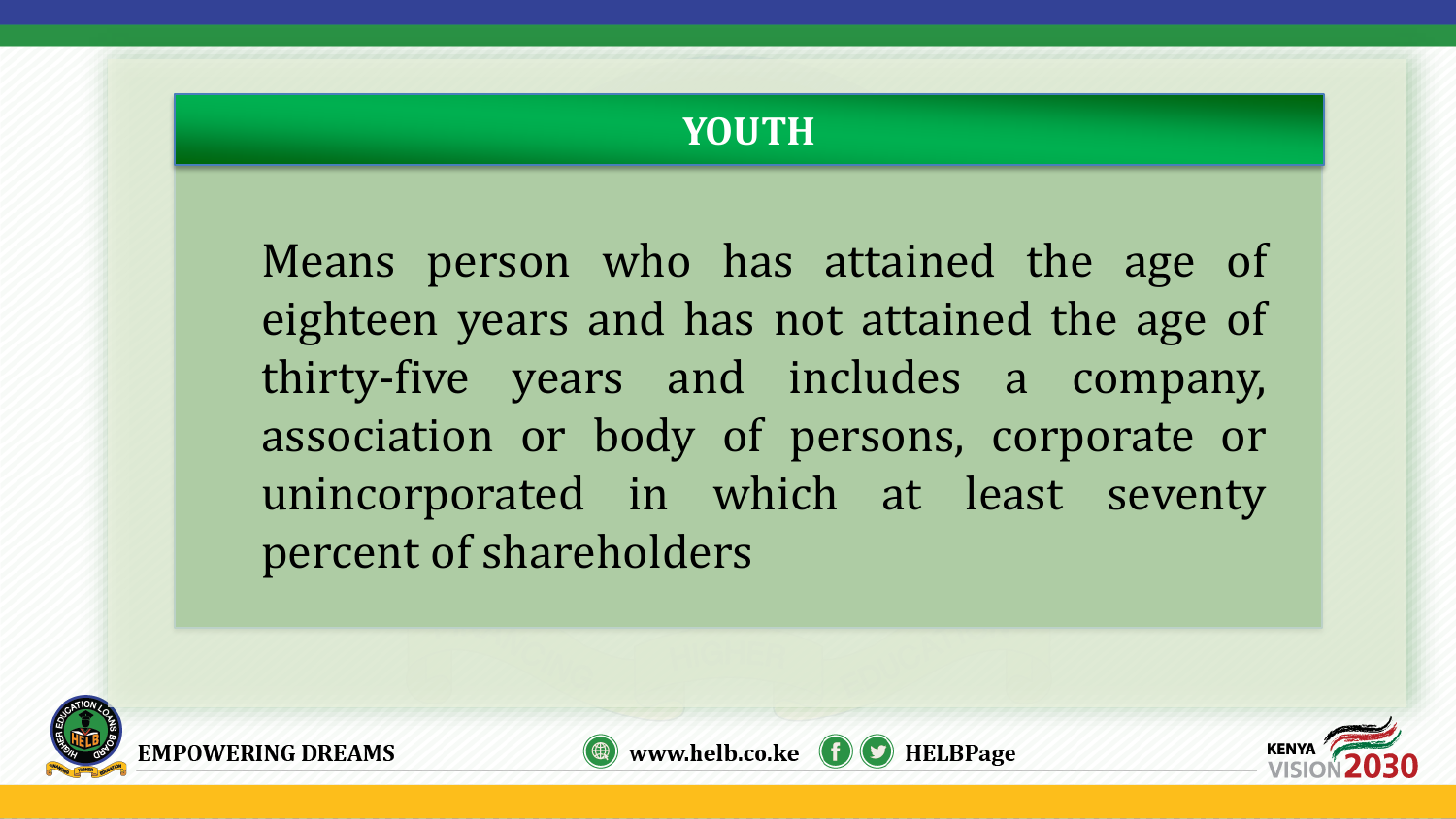# YOUTH

Means person who has attained the age of eighteen years and has not attained the age of thirty-five years and includes a company, association or body of persons, corporate or unincorporated in which at least seventy percent of shareholders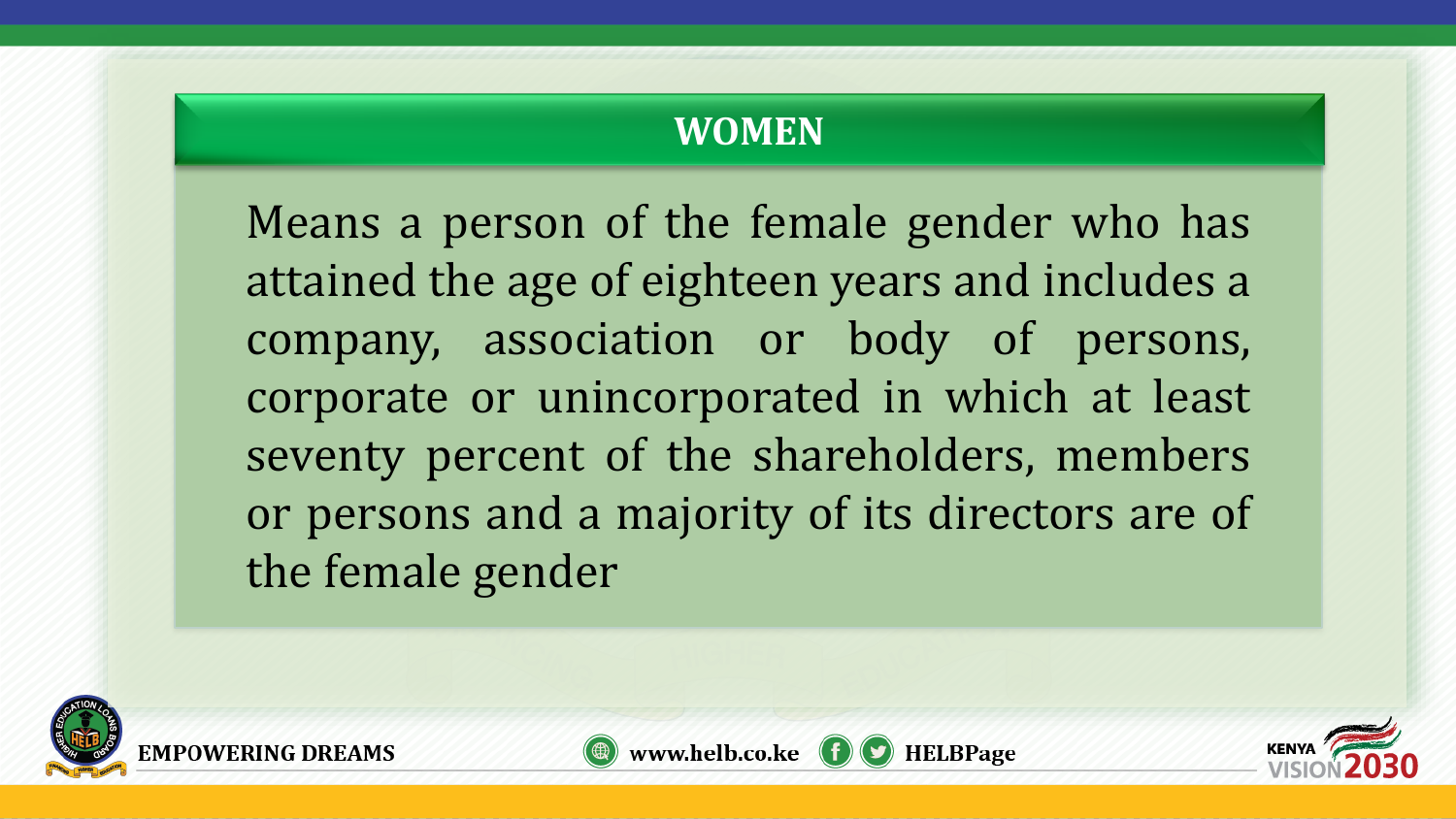## WOMEN

Means a person of the female gender who has attained the age of eighteen years and includes a company, association or body of persons, corporate or unincorporated in which at least seventy percent of the shareholders, members or persons and a majority of its directors are of the female gender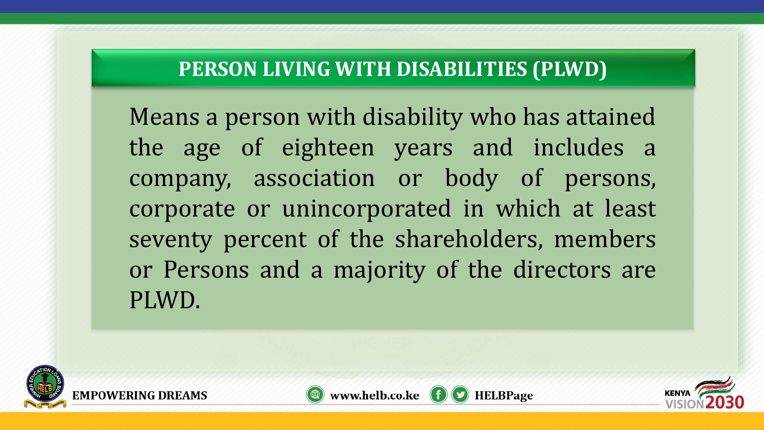## PERSON LIVING WITH DISABILITIES (PLWD)

Means a person with disability who has attained the age of eighteen years and includes a company, association or body of persons, corporate or unincorporated in which at least seventy percent of the shareholders, members or Persons and a majority of the directors are PLWD.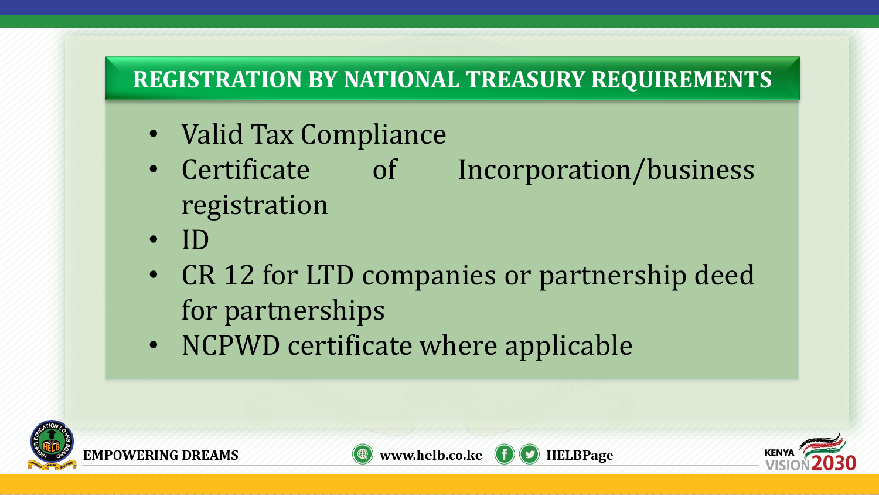## REGISTRATION BY NATIONAL TREASURY REQUIREMENTS

- Valid Tax Compliance
- Certificate of Incorporation/business registration
- ID
- CR 12 for LTD companies or partnership deed for partnerships
- NCPWD certificate where applicable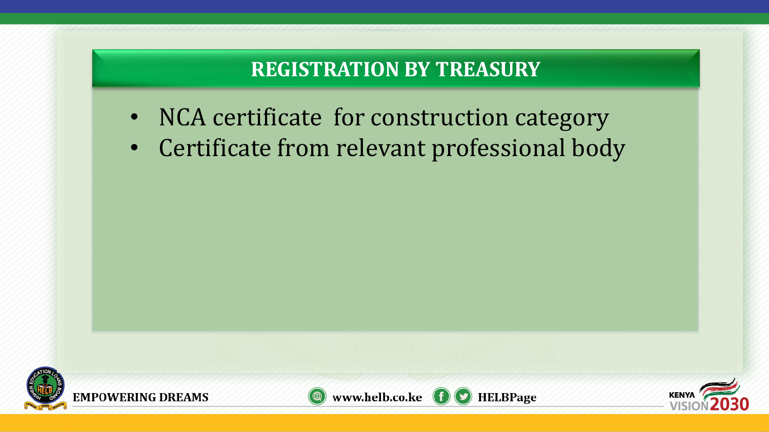## REGISTRATION BY TREASURY

- NCA certificate for construction category
- Certificate from relevant professional body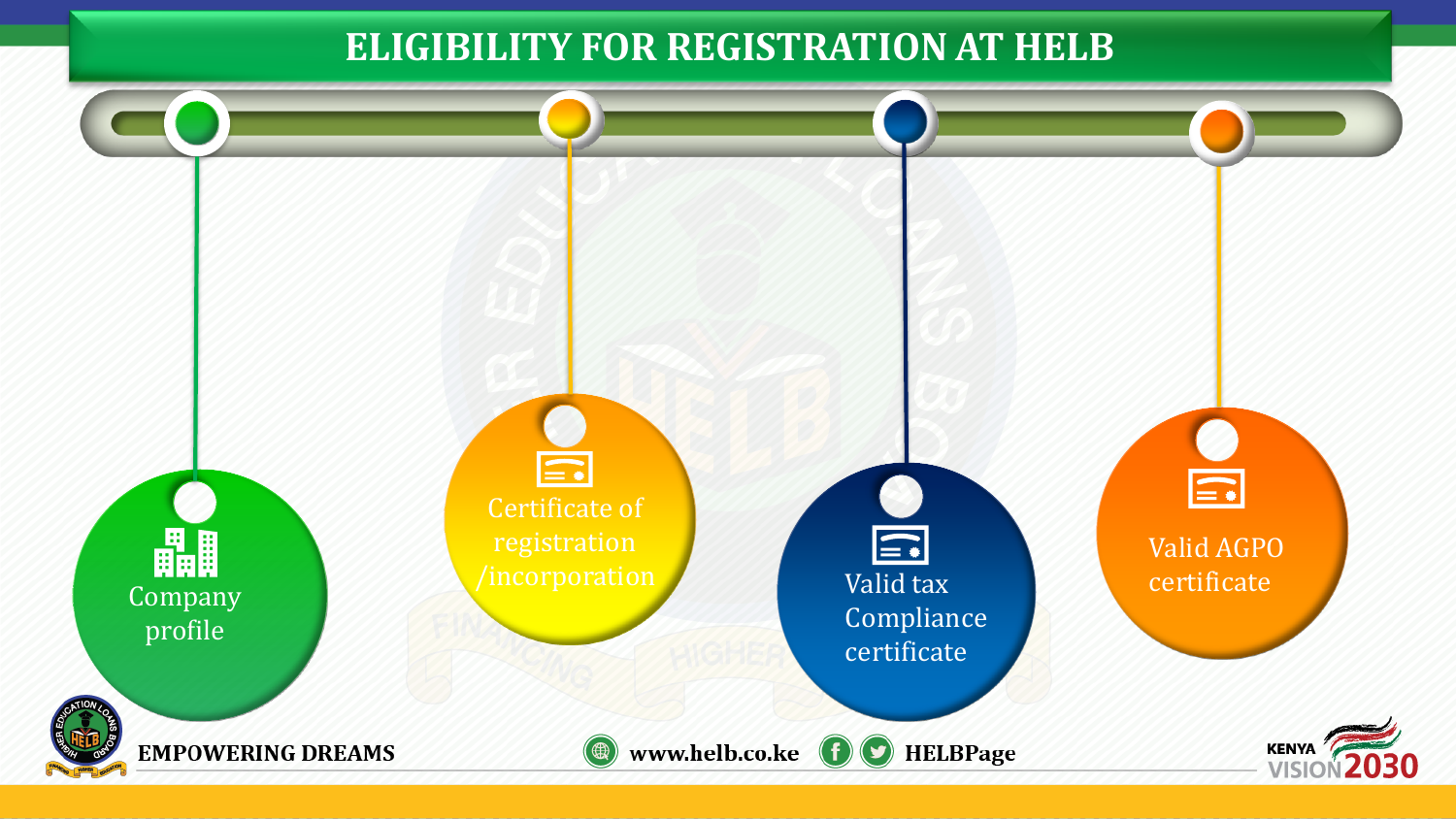# ELIGIBILITY FOR REGISTRATION AT HELB

- Company profile
- Certificate of registration /incorporation
- Valid tax Compliance certificate
- Valid AGPO certificate

EMPOWERING DREAMS

www.helb.co.ke HELBPage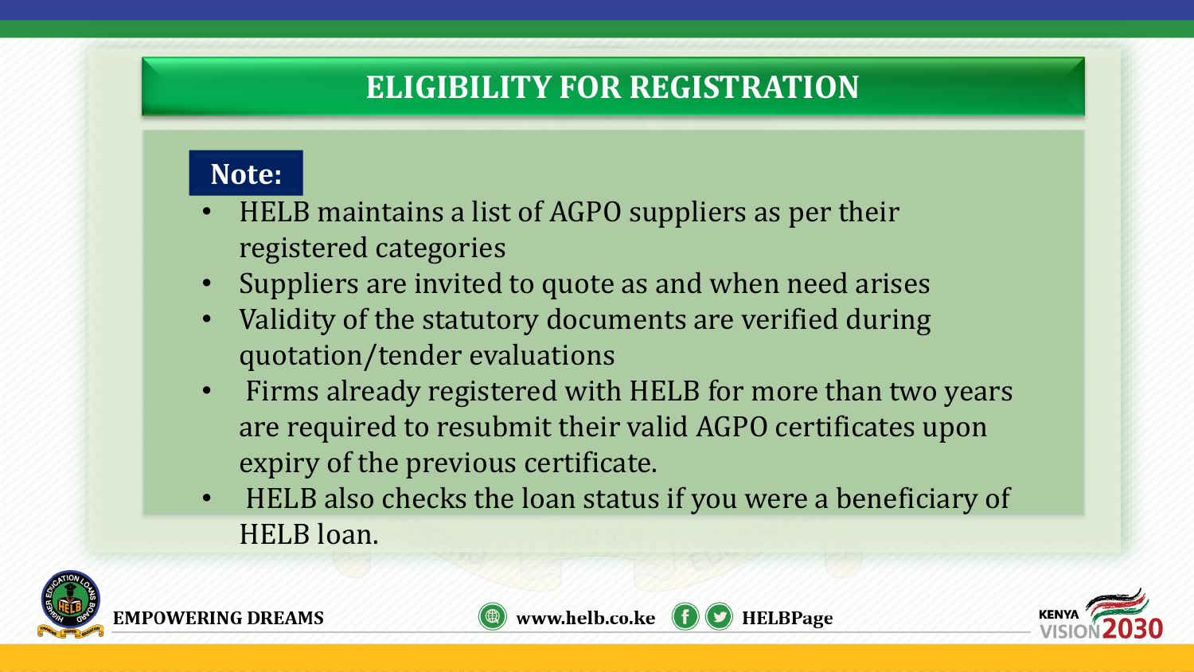# ELIGIBILITY FOR REGISTRATION

**Note:**

- HELB maintains a list of AGPO suppliers as per their registered categories
- Suppliers are invited to quote as and when need arises
- Validity of the statutory documents are verified during quotation/tender evaluations
- Firms already registered with HELB for more than two years are required to resubmit their valid AGPO certificates upon expiry of the previous certificate.
- HELB also checks the loan status if you were a beneficiary of HELB loan.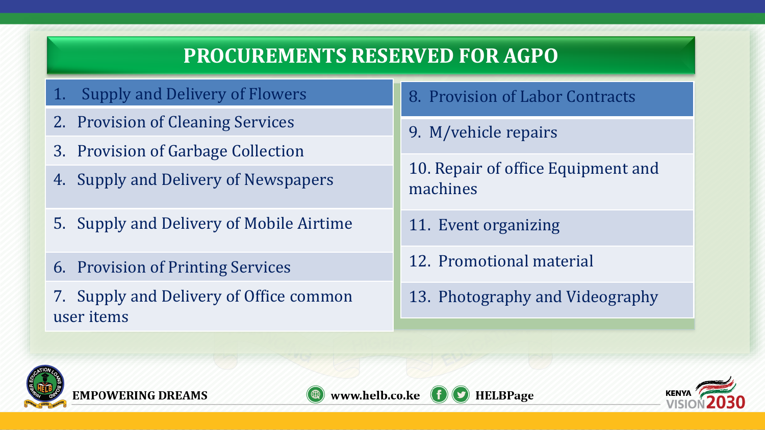# PROCUREMENTS RESERVED FOR AGPO

1. Supply and Delivery of Flowers
2. Provision of Cleaning Services
3. Provision of Garbage Collection
4. Supply and Delivery of Newspapers
5. Supply and Delivery of Mobile Airtime
6. Provision of Printing Services
7. Supply and Delivery of Office common user items
8. Provision of Labor Contracts
9. M/vehicle repairs
10. Repair of office Equipment and machines
11. Event organizing
12. Promotional material
13. Photography and Videography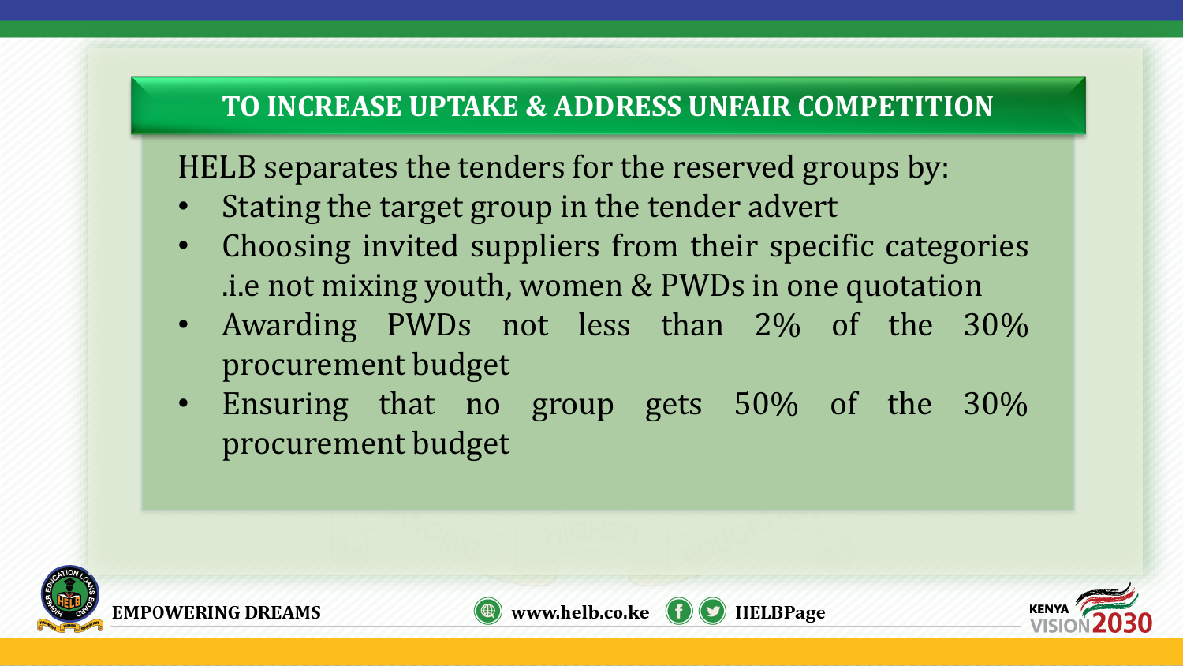## TO INCREASE UPTAKE & ADDRESS UNFAIR COMPETITION

HELB separates the tenders for the reserved groups by:

- Stating the target group in the tender advert
- Choosing invited suppliers from their specific categories .i.e not mixing youth, women & PWDs in one quotation
- Awarding PWDs not less than 2% of the 30% procurement budget
- Ensuring that no group gets 50% of the 30% procurement budget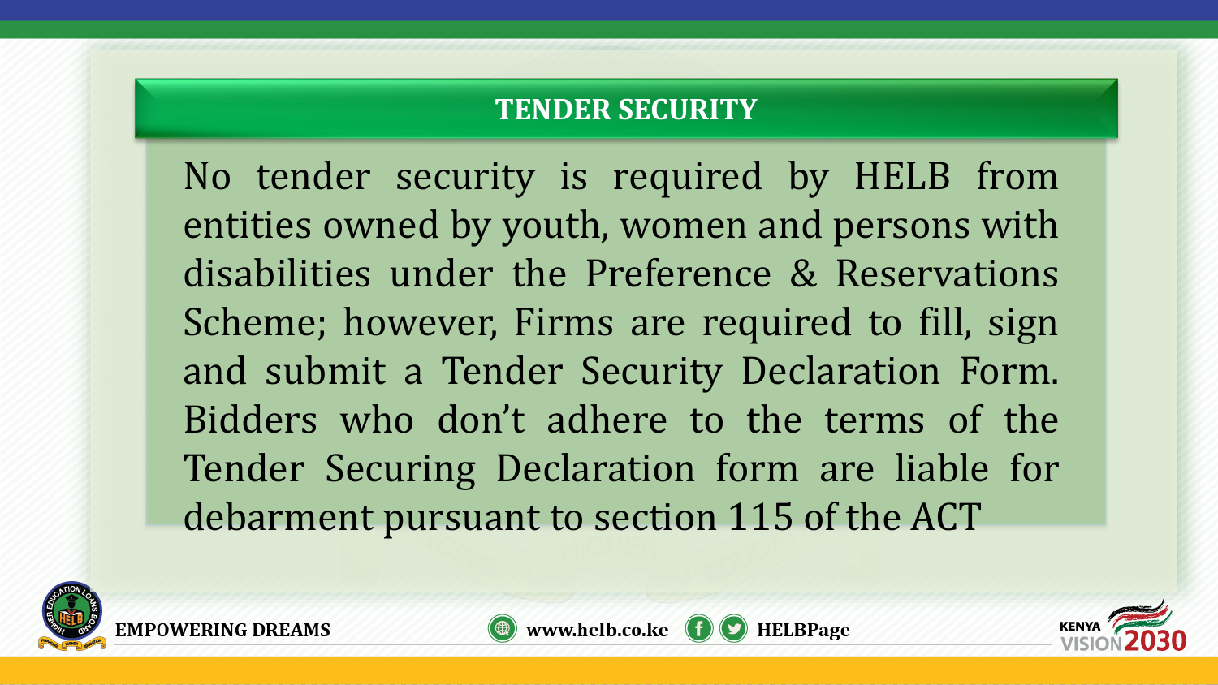## TENDER SECURITY

No tender security is required by HELB from entities owned by youth, women and persons with disabilities under the Preference & Reservations Scheme; however, Firms are required to fill, sign and submit a Tender Security Declaration Form. Bidders who don't adhere to the terms of the Tender Securing Declaration form are liable for debarment pursuant to section 115 of the ACT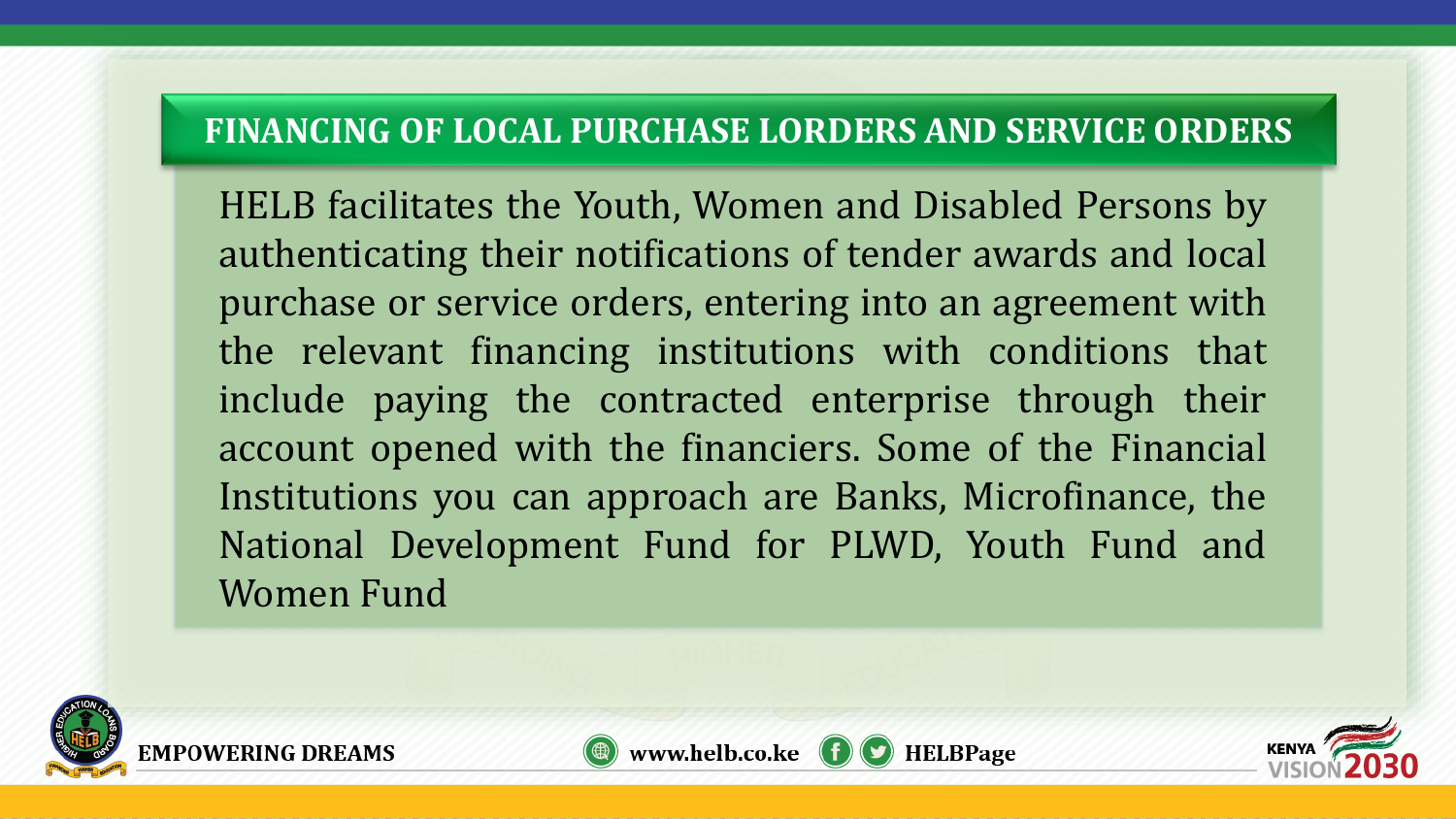## FINANCING OF LOCAL PURCHASE LORDERS AND SERVICE ORDERS

HELB facilitates the Youth, Women and Disabled Persons by authenticating their notifications of tender awards and local purchase or service orders, entering into an agreement with the relevant financing institutions with conditions that include paying the contracted enterprise through their account opened with the financiers. Some of the Financial Institutions you can approach are Banks, Microfinance, the National Development Fund for PLWD, Youth Fund and Women Fund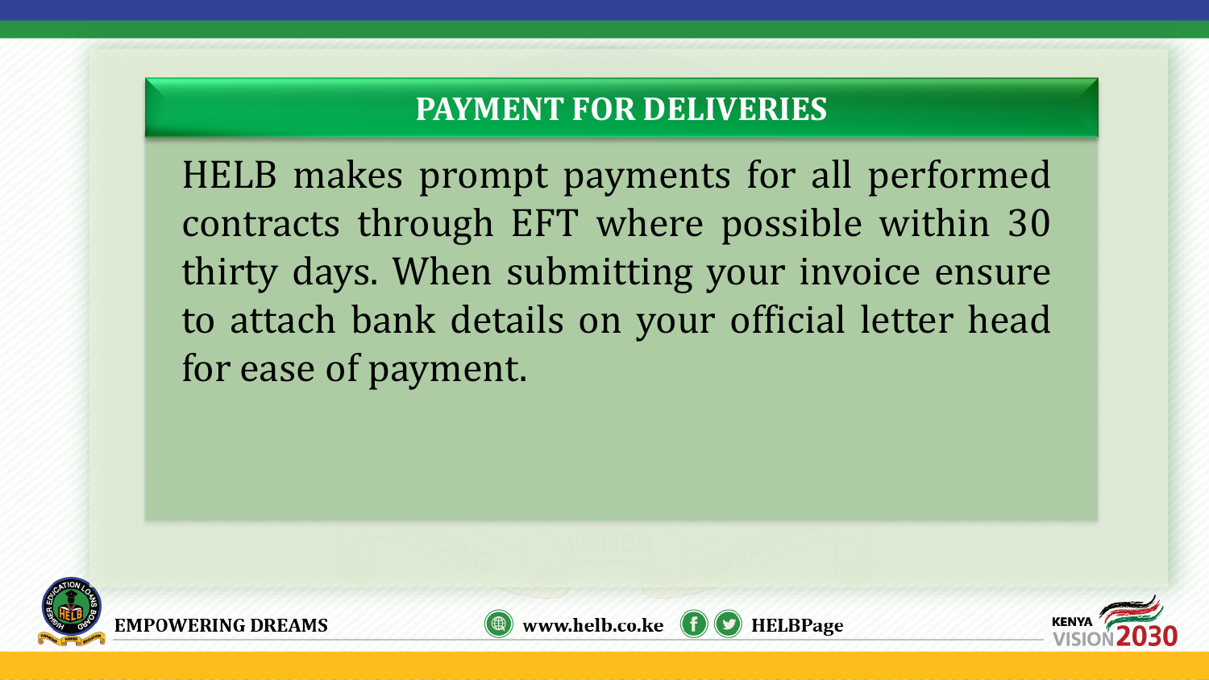## PAYMENT FOR DELIVERIES

HELB makes prompt payments for all performed contracts through EFT where possible within 30 thirty days. When submitting your invoice ensure to attach bank details on your official letter head for ease of payment.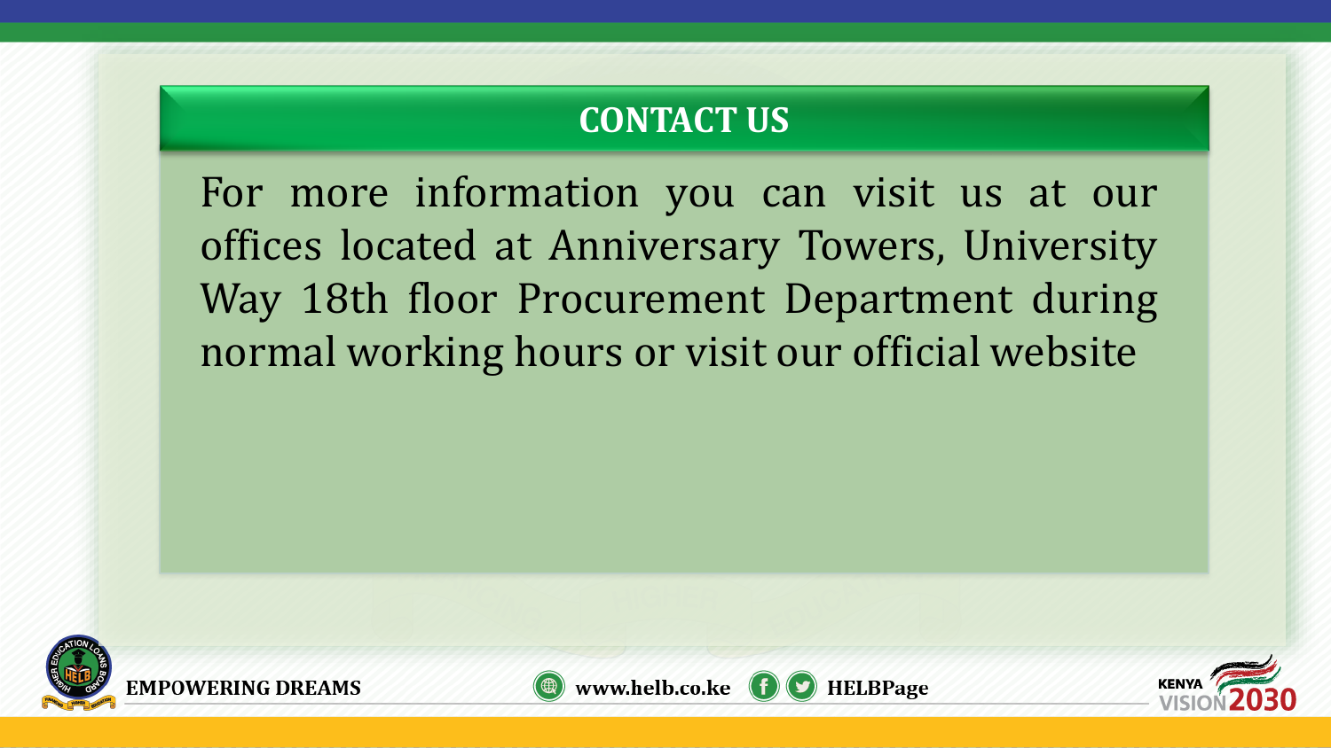## CONTACT US

For more information you can visit us at our offices located at Anniversary Towers, University Way 18th floor Procurement Department during normal working hours or visit our official website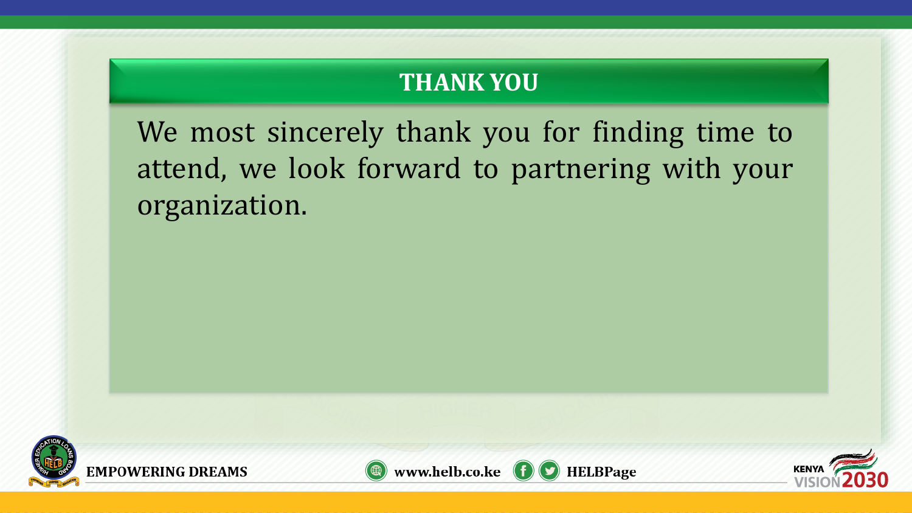## THANK YOU

We most sincerely thank you for finding time to attend, we look forward to partnering with your organization.